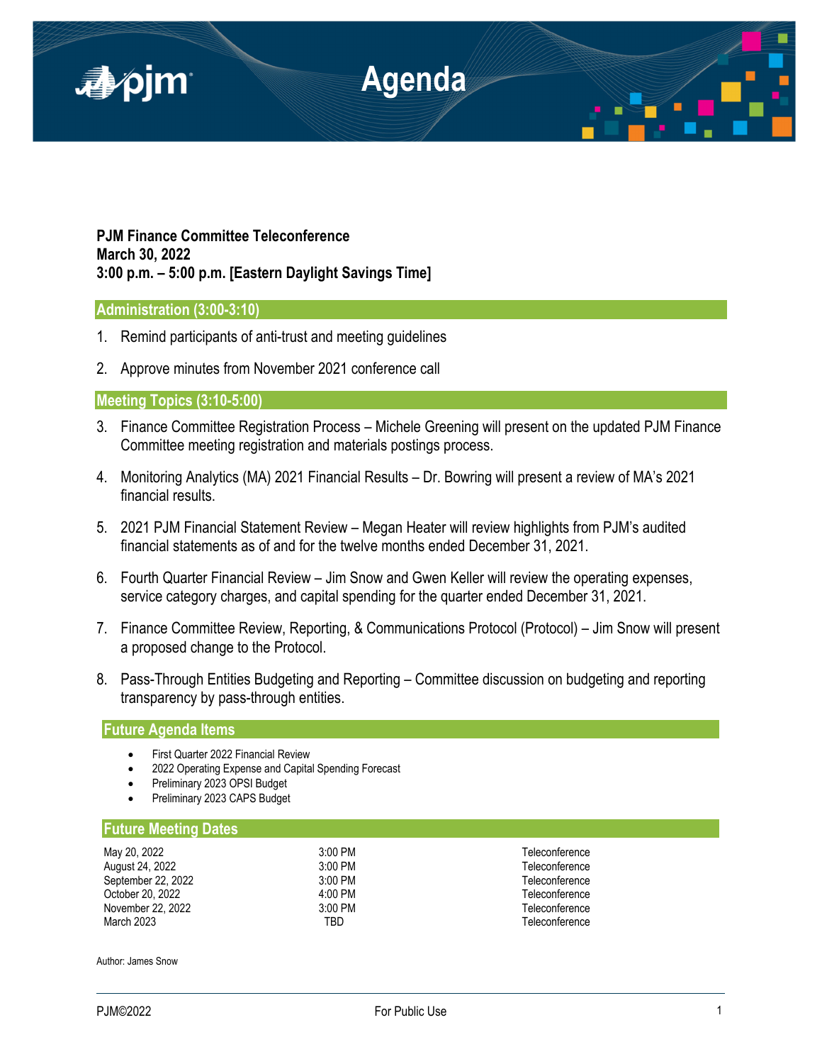# Agenda

**PJM Finance Committee Teleconference**
**March 30, 2022**
**3:00 p.m. – 5:00 p.m. [Eastern Daylight Savings Time]**

## Administration (3:00-3:10)

1. Remind participants of anti-trust and meeting guidelines

2. Approve minutes from November 2021 conference call

## Meeting Topics (3:10-5:00)

3. Finance Committee Registration Process – Michele Greening will present on the updated PJM Finance Committee meeting registration and materials postings process.

4. Monitoring Analytics (MA) 2021 Financial Results – Dr. Bowring will present a review of MA's 2021 financial results.

5. 2021 PJM Financial Statement Review – Megan Heater will review highlights from PJM's audited financial statements as of and for the twelve months ended December 31, 2021.

6. Fourth Quarter Financial Review – Jim Snow and Gwen Keller will review the operating expenses, service category charges, and capital spending for the quarter ended December 31, 2021.

7. Finance Committee Review, Reporting, & Communications Protocol (Protocol) – Jim Snow will present a proposed change to the Protocol.

8. Pass-Through Entities Budgeting and Reporting – Committee discussion on budgeting and reporting transparency by pass-through entities.

## Future Agenda Items

- First Quarter 2022 Financial Review
- 2022 Operating Expense and Capital Spending Forecast
- Preliminary 2023 OPSI Budget
- Preliminary 2023 CAPS Budget

## Future Meeting Dates

| | | |
|---|---|---|
| May 20, 2022 | 3:00 PM | Teleconference |
| August 24, 2022 | 3:00 PM | Teleconference |
| September 22, 2022 | 3:00 PM | Teleconference |
| October 20, 2022 | 4:00 PM | Teleconference |
| November 22, 2022 | 3:00 PM | Teleconference |
| March 2023 | TBD | Teleconference |

Author: James Snow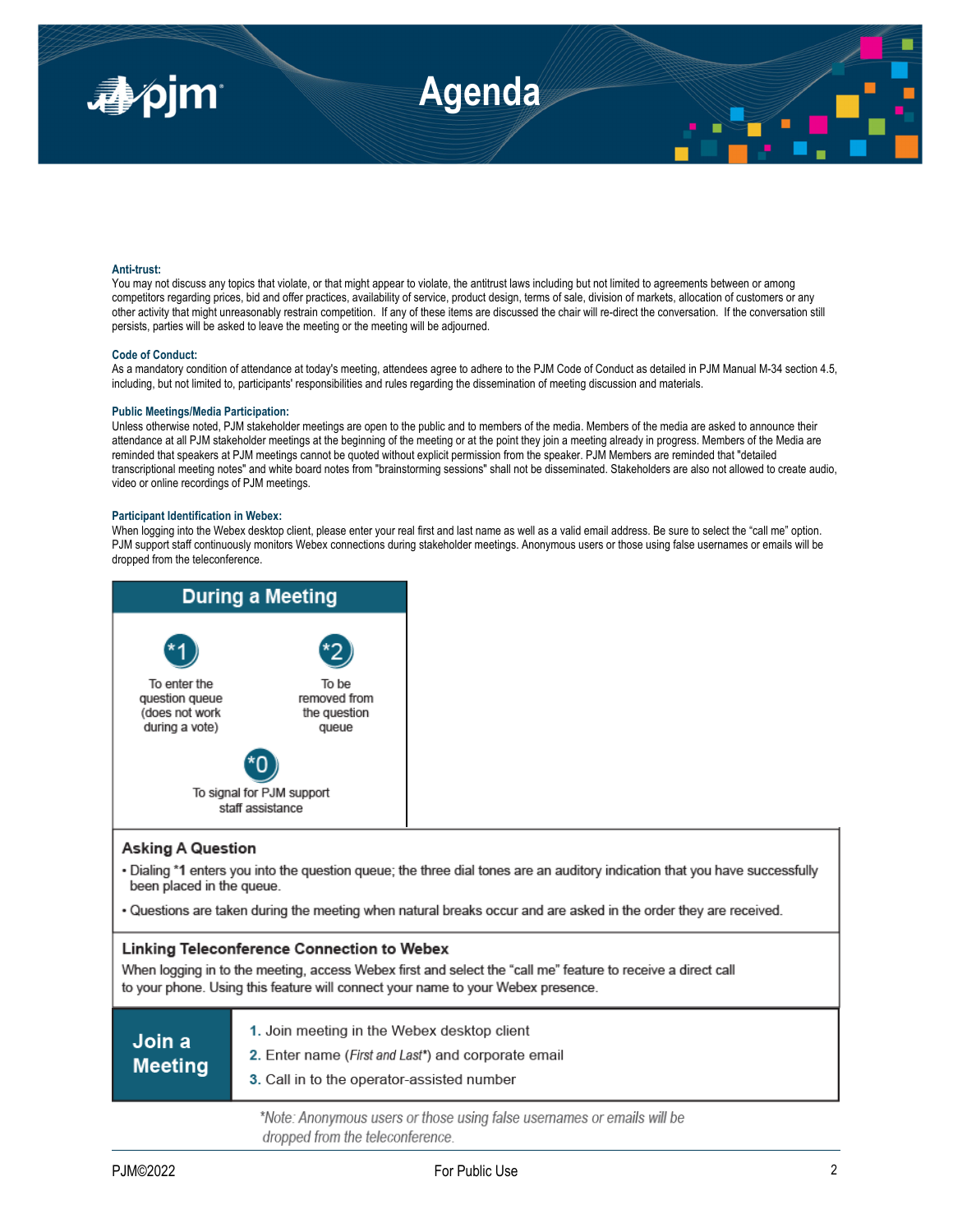# Agenda

**Anti-trust:**

You may not discuss any topics that violate, or that might appear to violate, the antitrust laws including but not limited to agreements between or among competitors regarding prices, bid and offer practices, availability of service, product design, terms of sale, division of markets, allocation of customers or any other activity that might unreasonably restrain competition. If any of these items are discussed the chair will re-direct the conversation. If the conversation still persists, parties will be asked to leave the meeting or the meeting will be adjourned.

**Code of Conduct:**

As a mandatory condition of attendance at today's meeting, attendees agree to adhere to the PJM Code of Conduct as detailed in PJM Manual M-34 section 4.5, including, but not limited to, participants' responsibilities and rules regarding the dissemination of meeting discussion and materials.

**Public Meetings/Media Participation:**

Unless otherwise noted, PJM stakeholder meetings are open to the public and to members of the media. Members of the media are asked to announce their attendance at all PJM stakeholder meetings at the beginning of the meeting or at the point they join a meeting already in progress. Members of the Media are reminded that speakers at PJM meetings cannot be quoted without explicit permission from the speaker. PJM Members are reminded that "detailed transcriptional meeting notes" and white board notes from "brainstorming sessions" shall not be disseminated. Stakeholders are also not allowed to create audio, video or online recordings of PJM meetings.

**Participant Identification in Webex:**

When logging into the Webex desktop client, please enter your real first and last name as well as a valid email address. Be sure to select the "call me" option. PJM support staff continuously monitors Webex connections during stakeholder meetings. Anonymous users or those using false usernames or emails will be dropped from the teleconference.

## During a Meeting

- **\*1** To enter the question queue (does not work during a vote)
- **\*2** To be removed from the question queue
- **\*0** To signal for PJM support staff assistance

### Asking A Question

- Dialing *1 enters you into the question queue; the three dial tones are an auditory indication that you have successfully been placed in the queue.
- Questions are taken during the meeting when natural breaks occur and are asked in the order they are received.

### Linking Teleconference Connection to Webex

When logging in to the meeting, access Webex first and select the "call me" feature to receive a direct call to your phone. Using this feature will connect your name to your Webex presence.

### Join a Meeting

1. Join meeting in the Webex desktop client
2. Enter name (*First and Last*\*) and corporate email
3. Call in to the operator-assisted number

*\*Note: Anonymous users or those using false usernames or emails will be dropped from the teleconference.*